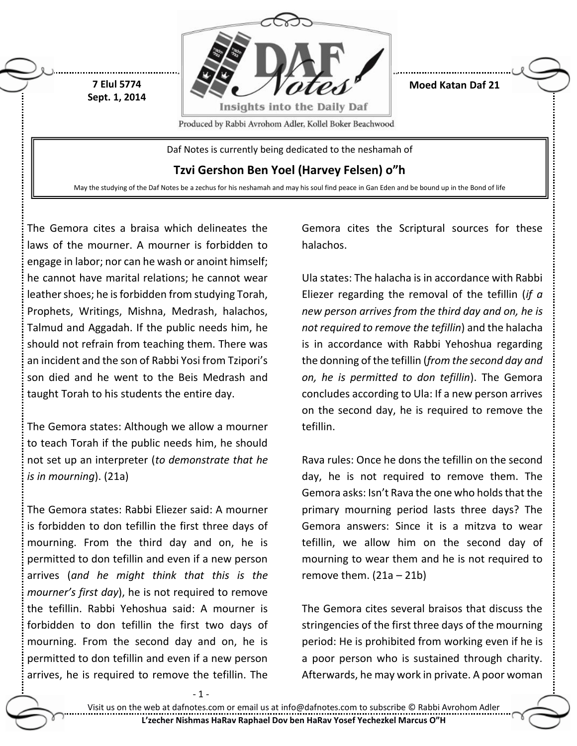7 Elul 5774
Sept. 1, 2014

**Moed Katan Daf 21**

Produced by Rabbi Avrohom Adler, Kollel Boker Beachwood

Daf Notes is currently being dedicated to the neshamah of

**Tzvi Gershon Ben Yoel (Harvey Felsen) o"h**

May the studying of the Daf Notes be a zechus for his neshamah and may his soul find peace in Gan Eden and be bound up in the Bond of life

The Gemora cites a braisa which delineates the laws of the mourner. A mourner is forbidden to engage in labor; nor can he wash or anoint himself; he cannot have marital relations; he cannot wear leather shoes; he is forbidden from studying Torah, Prophets, Writings, Mishna, Medrash, halachos, Talmud and Aggadah. If the public needs him, he should not refrain from teaching them. There was an incident and the son of Rabbi Yosi from Tzipori's son died and he went to the Beis Medrash and taught Torah to his students the entire day.

The Gemora states: Although we allow a mourner to teach Torah if the public needs him, he should not set up an interpreter (*to demonstrate that he is in mourning*). (21a)

The Gemora states: Rabbi Eliezer said: A mourner is forbidden to don tefillin the first three days of mourning. From the third day and on, he is permitted to don tefillin and even if a new person arrives (*and he might think that this is the mourner's first day*), he is not required to remove the tefillin. Rabbi Yehoshua said: A mourner is forbidden to don tefillin the first two days of mourning. From the second day and on, he is permitted to don tefillin and even if a new person arrives, he is required to remove the tefillin. The Gemora cites the Scriptural sources for these halachos.

Ula states: The halacha is in accordance with Rabbi Eliezer regarding the removal of the tefillin (*if a new person arrives from the third day and on, he is not required to remove the tefillin*) and the halacha is in accordance with Rabbi Yehoshua regarding the donning of the tefillin (*from the second day and on, he is permitted to don tefillin*). The Gemora concludes according to Ula: If a new person arrives on the second day, he is required to remove the tefillin.

Rava rules: Once he dons the tefillin on the second day, he is not required to remove them. The Gemora asks: Isn't Rava the one who holds that the primary mourning period lasts three days? The Gemora answers: Since it is a mitzva to wear tefillin, we allow him on the second day of mourning to wear them and he is not required to remove them. (21a – 21b)

The Gemora cites several braisos that discuss the stringencies of the first three days of the mourning period: He is prohibited from working even if he is a poor person who is sustained through charity. Afterwards, he may work in private. A poor woman

Visit us on the web at dafnotes.com or email us at info@dafnotes.com to subscribe © Rabbi Avrohom Adler

**L'zecher Nishmas HaRav Raphael Dov ben HaRav Yosef Yechezkel Marcus O"H**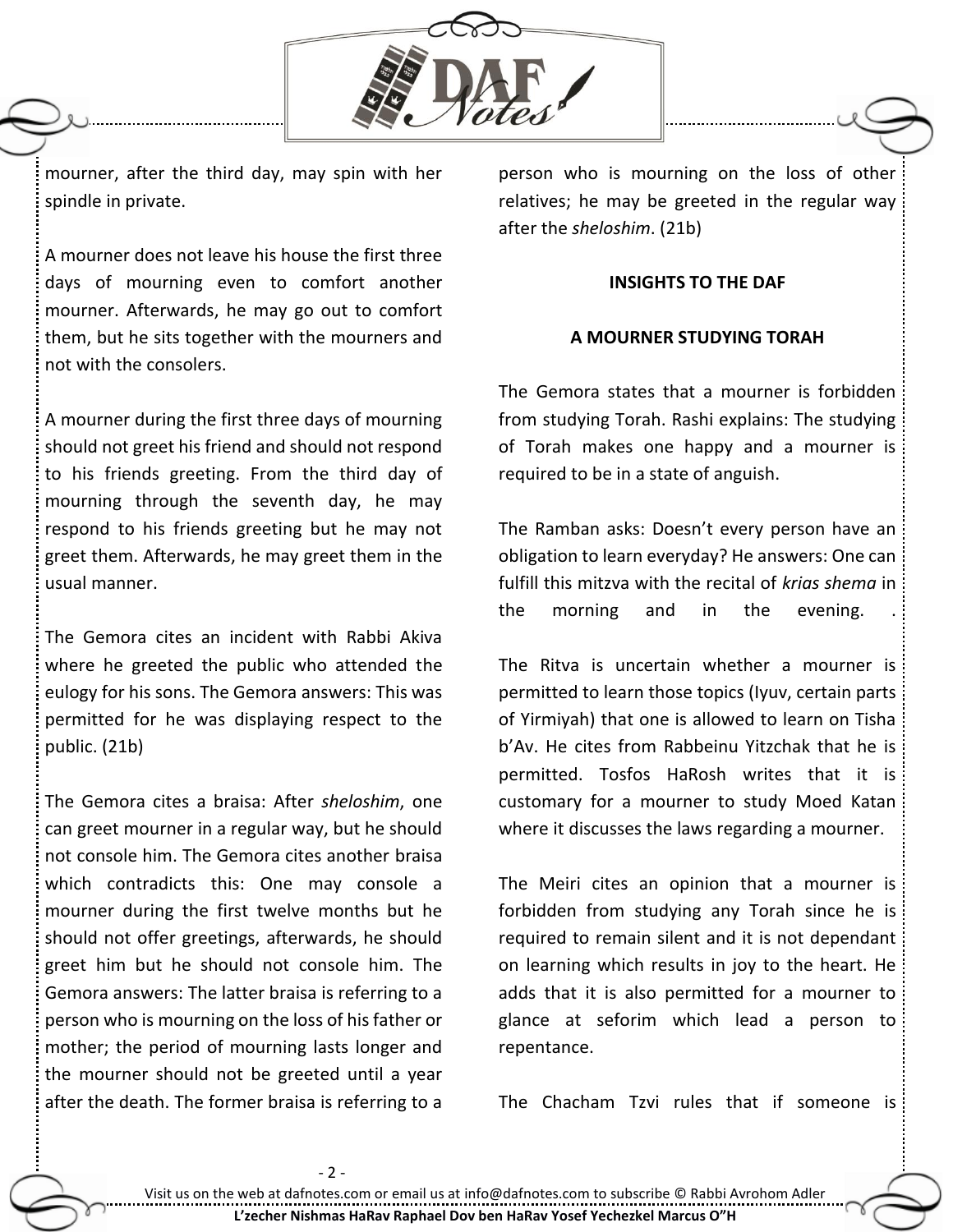mourner, after the third day, may spin with her spindle in private.

A mourner does not leave his house the first three days of mourning even to comfort another mourner. Afterwards, he may go out to comfort them, but he sits together with the mourners and not with the consolers.

A mourner during the first three days of mourning should not greet his friend and should not respond to his friends greeting. From the third day of mourning through the seventh day, he may respond to his friends greeting but he may not greet them. Afterwards, he may greet them in the usual manner.

The Gemora cites an incident with Rabbi Akiva where he greeted the public who attended the eulogy for his sons. The Gemora answers: This was permitted for he was displaying respect to the public. (21b)

The Gemora cites a braisa: After *sheloshim*, one can greet mourner in a regular way, but he should not console him. The Gemora cites another braisa which contradicts this: One may console a mourner during the first twelve months but he should not offer greetings, afterwards, he should greet him but he should not console him. The Gemora answers: The latter braisa is referring to a person who is mourning on the loss of his father or mother; the period of mourning lasts longer and the mourner should not be greeted until a year after the death. The former braisa is referring to a person who is mourning on the loss of other relatives; he may be greeted in the regular way after the *sheloshim*. (21b)

**INSIGHTS TO THE DAF**

**A MOURNER STUDYING TORAH**

The Gemora states that a mourner is forbidden from studying Torah. Rashi explains: The studying of Torah makes one happy and a mourner is required to be in a state of anguish.

The Ramban asks: Doesn't every person have an obligation to learn everyday? He answers: One can fulfill this mitzva with the recital of *krias shema* in the morning and in the evening. .

The Ritva is uncertain whether a mourner is permitted to learn those topics (Iyuv, certain parts of Yirmiyah) that one is allowed to learn on Tisha b'Av. He cites from Rabbeinu Yitzchak that he is permitted. Tosfos HaRosh writes that it is customary for a mourner to study Moed Katan where it discusses the laws regarding a mourner.

The Meiri cites an opinion that a mourner is forbidden from studying any Torah since he is required to remain silent and it is not dependant on learning which results in joy to the heart. He adds that it is also permitted for a mourner to glance at seforim which lead a person to repentance.

The Chacham Tzvi rules that if someone is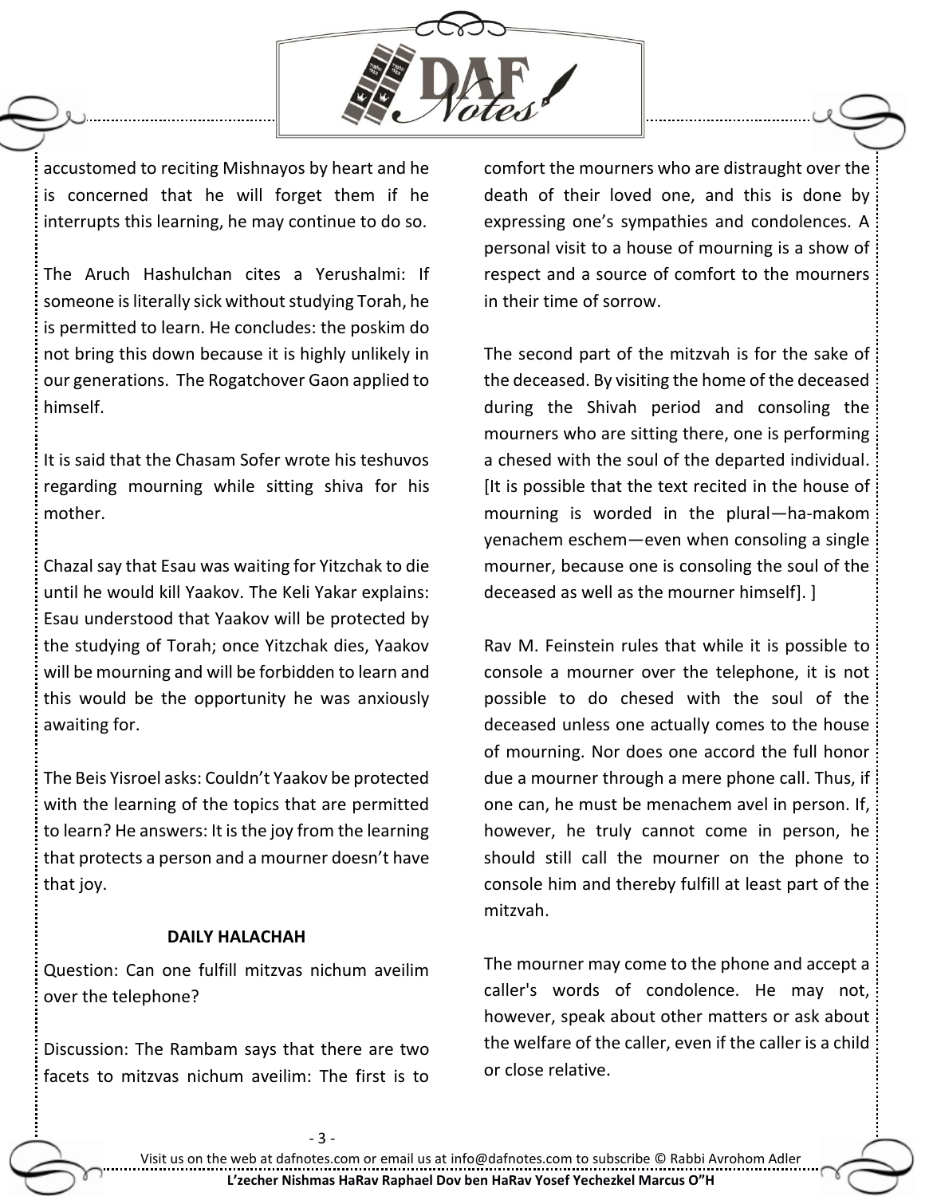accustomed to reciting Mishnayos by heart and he is concerned that he will forget them if he interrupts this learning, he may continue to do so.

The Aruch Hashulchan cites a Yerushalmi: If someone is literally sick without studying Torah, he is permitted to learn. He concludes: the poskim do not bring this down because it is highly unlikely in our generations. The Rogatchover Gaon applied to himself.

It is said that the Chasam Sofer wrote his teshuvos regarding mourning while sitting shiva for his mother.

Chazal say that Esau was waiting for Yitzchak to die until he would kill Yaakov. The Keli Yakar explains: Esau understood that Yaakov will be protected by the studying of Torah; once Yitzchak dies, Yaakov will be mourning and will be forbidden to learn and this would be the opportunity he was anxiously awaiting for.

The Beis Yisroel asks: Couldn't Yaakov be protected with the learning of the topics that are permitted to learn? He answers: It is the joy from the learning that protects a person and a mourner doesn't have that joy.

**DAILY HALACHAH**

Question: Can one fulfill mitzvas nichum aveilim over the telephone?

Discussion: The Rambam says that there are two facets to mitzvas nichum aveilim: The first is to comfort the mourners who are distraught over the death of their loved one, and this is done by expressing one's sympathies and condolences. A personal visit to a house of mourning is a show of respect and a source of comfort to the mourners in their time of sorrow.

The second part of the mitzvah is for the sake of the deceased. By visiting the home of the deceased during the Shivah period and consoling the mourners who are sitting there, one is performing a chesed with the soul of the departed individual. [It is possible that the text recited in the house of mourning is worded in the plural—ha-makom yenachem eschem—even when consoling a single mourner, because one is consoling the soul of the deceased as well as the mourner himself]. ]

Rav M. Feinstein rules that while it is possible to console a mourner over the telephone, it is not possible to do chesed with the soul of the deceased unless one actually comes to the house of mourning. Nor does one accord the full honor due a mourner through a mere phone call. Thus, if one can, he must be menachem avel in person. If, however, he truly cannot come in person, he should still call the mourner on the phone to console him and thereby fulfill at least part of the mitzvah.

The mourner may come to the phone and accept a caller's words of condolence. He may not, however, speak about other matters or ask about the welfare of the caller, even if the caller is a child or close relative.